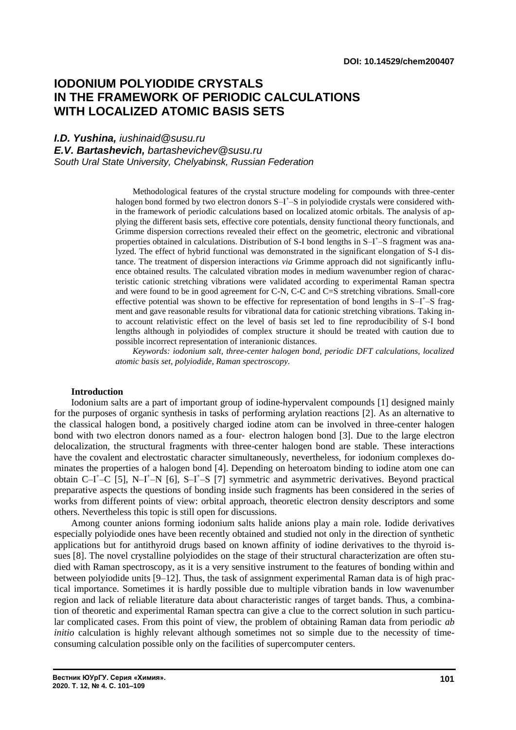DOI: 10.14529/chem200407

# IODONIUM POLYIODIDE CRYSTALS IN THE FRAMEWORK OF PERIODIC CALCULATIONS WITH LOCALIZED ATOMIC BASIS SETS

***I.D. Yushina,*** *iushinaid@susu.ru*
***E.V. Bartashevich,*** *bartashevichev@susu.ru*
*South Ural State University, Chelyabinsk, Russian Federation*

Methodological features of the crystal structure modeling for compounds with three-center halogen bond formed by two electron donors $S–I^+–S$ in polyiodide crystals were considered within the framework of periodic calculations based on localized atomic orbitals. The analysis of applying the different basis sets, effective core potentials, density functional theory functionals, and Grimme dispersion corrections revealed their effect on the geometric, electronic and vibrational properties obtained in calculations. Distribution of S-I bond lengths in $S–I^+–S$ fragment was analyzed. The effect of hybrid functional was demonstrated in the significant elongation of S-I distance. The treatment of dispersion interactions *via* Grimme approach did not significantly influence obtained results. The calculated vibration modes in medium wavenumber region of characteristic cationic stretching vibrations were validated according to experimental Raman spectra and were found to be in good agreement for C-N, C-C and C=S stretching vibrations. Small-core effective potential was shown to be effective for representation of bond lengths in $S–I^+–S$ fragment and gave reasonable results for vibrational data for cationic stretching vibrations. Taking into account relativistic effect on the level of basis set led to fine reproducibility of S-I bond lengths although in polyiodides of complex structure it should be treated with caution due to possible incorrect representation of interanionic distances.

*Keywords: iodonium salt, three-center halogen bond, periodic DFT calculations, localized atomic basis set, polyiodide, Raman spectroscopy.*

## Introduction

Iodonium salts are a part of important group of iodine-hypervalent compounds [1] designed mainly for the purposes of organic synthesis in tasks of performing arylation reactions [2]. As an alternative to the classical halogen bond, a positively charged iodine atom can be involved in three-center halogen bond with two electron donors named as a four- electron halogen bond [3]. Due to the large electron delocalization, the structural fragments with three-center halogen bond are stable. These interactions have the covalent and electrostatic character simultaneously, nevertheless, for iodonium complexes dominates the properties of a halogen bond [4]. Depending on heteroatom binding to iodine atom one can obtain $C–I^+–C$ [5], $N–I^+–N$ [6], $S–I^+–S$ [7] symmetric and asymmetric derivatives. Beyond practical preparative aspects the questions of bonding inside such fragments has been considered in the series of works from different points of view: orbital approach, theoretic electron density descriptors and some others. Nevertheless this topic is still open for discussions.

Among counter anions forming iodonium salts halide anions play a main role. Iodide derivatives especially polyiodide ones have been recently obtained and studied not only in the direction of synthetic applications but for antithyroid drugs based on known affinity of iodine derivatives to the thyroid issues [8]. The novel crystalline polyiodides on the stage of their structural characterization are often studied with Raman spectroscopy, as it is a very sensitive instrument to the features of bonding within and between polyiodide units [9–12]. Thus, the task of assignment experimental Raman data is of high practical importance. Sometimes it is hardly possible due to multiple vibration bands in low wavenumber region and lack of reliable literature data about characteristic ranges of target bands. Thus, a combination of theoretic and experimental Raman spectra can give a clue to the correct solution in such particular complicated cases. From this point of view, the problem of obtaining Raman data from periodic *ab initio* calculation is highly relevant although sometimes not so simple due to the necessity of time-consuming calculation possible only on the facilities of supercomputer centers.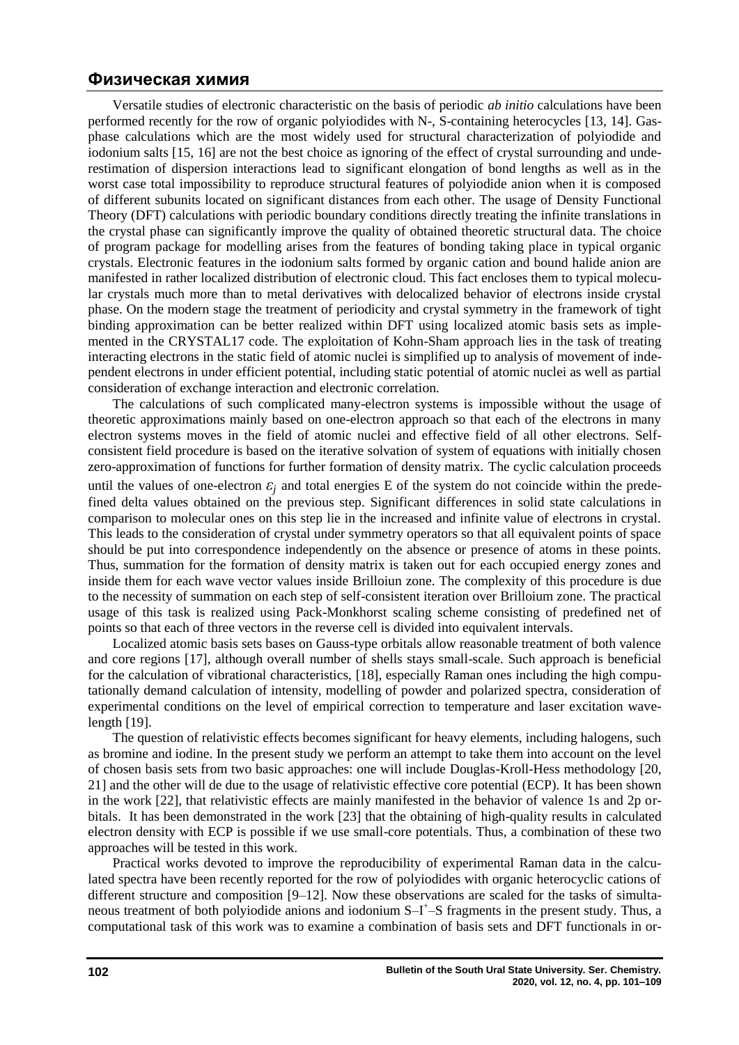Versatile studies of electronic characteristic on the basis of periodic *ab initio* calculations have been performed recently for the row of organic polyiodides with N-, S-containing heterocycles [13, 14]. Gas-phase calculations which are the most widely used for structural characterization of polyiodide and iodonium salts [15, 16] are not the best choice as ignoring of the effect of crystal surrounding and underestimation of dispersion interactions lead to significant elongation of bond lengths as well as in the worst case total impossibility to reproduce structural features of polyiodide anion when it is composed of different subunits located on significant distances from each other. The usage of Density Functional Theory (DFT) calculations with periodic boundary conditions directly treating the infinite translations in the crystal phase can significantly improve the quality of obtained theoretic structural data. The choice of program package for modelling arises from the features of bonding taking place in typical organic crystals. Electronic features in the iodonium salts formed by organic cation and bound halide anion are manifested in rather localized distribution of electronic cloud. This fact encloses them to typical molecular crystals much more than to metal derivatives with delocalized behavior of electrons inside crystal phase. On the modern stage the treatment of periodicity and crystal symmetry in the framework of tight binding approximation can be better realized within DFT using localized atomic basis sets as implemented in the CRYSTAL17 code. The exploitation of Kohn-Sham approach lies in the task of treating interacting electrons in the static field of atomic nuclei is simplified up to analysis of movement of independent electrons in under efficient potential, including static potential of atomic nuclei as well as partial consideration of exchange interaction and electronic correlation.

The calculations of such complicated many-electron systems is impossible without the usage of theoretic approximations mainly based on one-electron approach so that each of the electrons in many electron systems moves in the field of atomic nuclei and effective field of all other electrons. Self-consistent field procedure is based on the iterative solvation of system of equations with initially chosen zero-approximation of functions for further formation of density matrix. The cyclic calculation proceeds until the values of one-electron $\varepsilon_j$ and total energies E of the system do not coincide within the predefined delta values obtained on the previous step. Significant differences in solid state calculations in comparison to molecular ones on this step lie in the increased and infinite value of electrons in crystal. This leads to the consideration of crystal under symmetry operators so that all equivalent points of space should be put into correspondence independently on the absence or presence of atoms in these points. Thus, summation for the formation of density matrix is taken out for each occupied energy zones and inside them for each wave vector values inside Brilloiun zone. The complexity of this procedure is due to the necessity of summation on each step of self-consistent iteration over Brilloium zone. The practical usage of this task is realized using Pack-Monkhorst scaling scheme consisting of predefined net of points so that each of three vectors in the reverse cell is divided into equivalent intervals.

Localized atomic basis sets bases on Gauss-type orbitals allow reasonable treatment of both valence and core regions [17], although overall number of shells stays small-scale. Such approach is beneficial for the calculation of vibrational characteristics, [18], especially Raman ones including the high computationally demand calculation of intensity, modelling of powder and polarized spectra, consideration of experimental conditions on the level of empirical correction to temperature and laser excitation wavelength [19].

The question of relativistic effects becomes significant for heavy elements, including halogens, such as bromine and iodine. In the present study we perform an attempt to take them into account on the level of chosen basis sets from two basic approaches: one will include Douglas-Kroll-Hess methodology [20, 21] and the other will de due to the usage of relativistic effective core potential (ECP). It has been shown in the work [22], that relativistic effects are mainly manifested in the behavior of valence 1s and 2p orbitals. It has been demonstrated in the work [23] that the obtaining of high-quality results in calculated electron density with ECP is possible if we use small-core potentials. Thus, a combination of these two approaches will be tested in this work.

Practical works devoted to improve the reproducibility of experimental Raman data in the calculated spectra have been recently reported for the row of polyiodides with organic heterocyclic cations of different structure and composition [9–12]. Now these observations are scaled for the tasks of simultaneous treatment of both polyiodide anions and iodonium $S–I^{+}–S$ fragments in the present study. Thus, a computational task of this work was to examine a combination of basis sets and DFT functionals in or-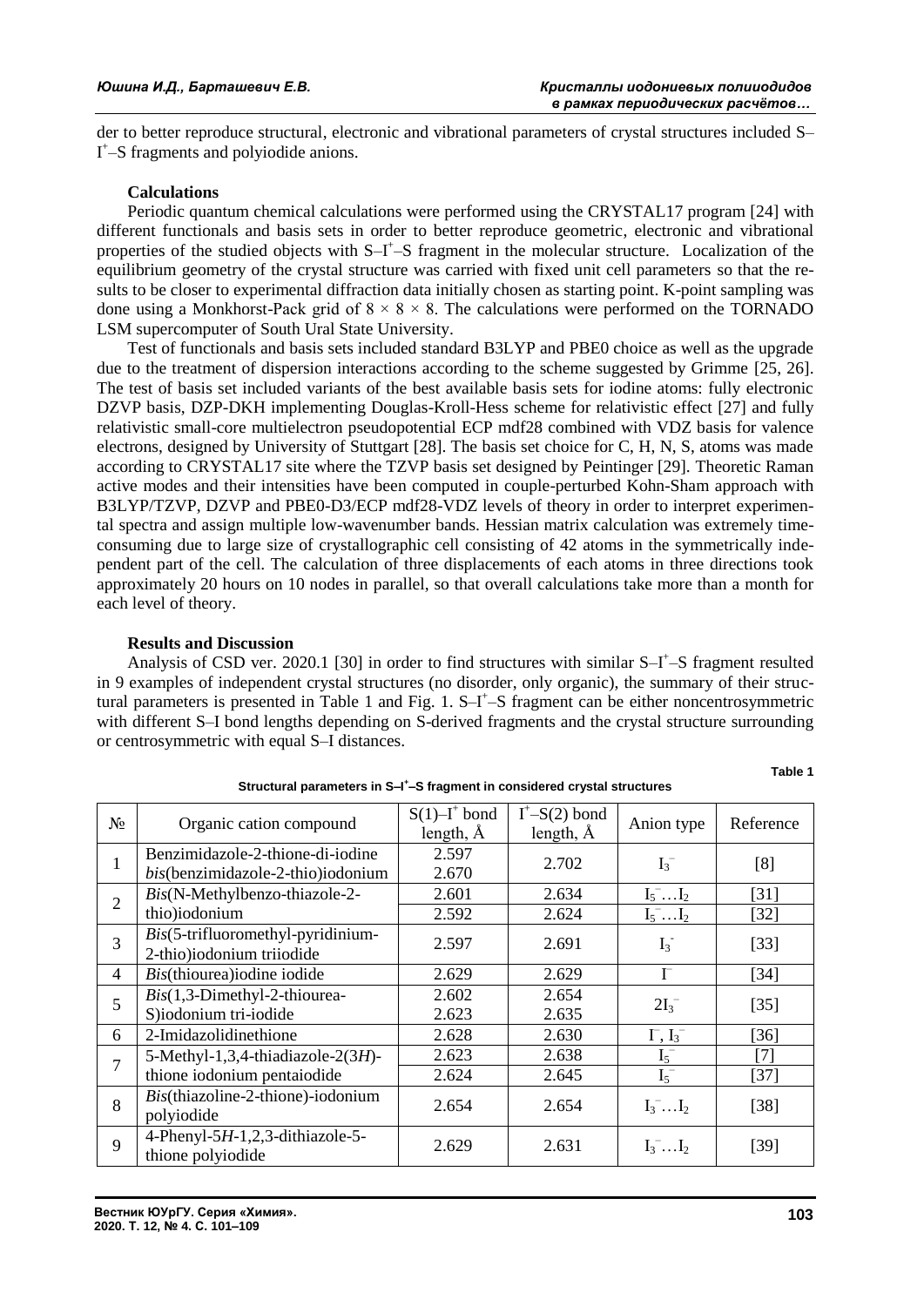der to better reproduce structural, electronic and vibrational parameters of crystal structures included S–$I^+$–S fragments and polyiodide anions.

### Calculations

Periodic quantum chemical calculations were performed using the CRYSTAL17 program [24] with different functionals and basis sets in order to better reproduce geometric, electronic and vibrational properties of the studied objects with S–$I^+$–S fragment in the molecular structure. Localization of the equilibrium geometry of the crystal structure was carried with fixed unit cell parameters so that the results to be closer to experimental diffraction data initially chosen as starting point. K-point sampling was done using a Monkhorst-Pack grid of $8 \times 8 \times 8$. The calculations were performed on the TORNADO LSM supercomputer of South Ural State University.

Test of functionals and basis sets included standard B3LYP and PBE0 choice as well as the upgrade due to the treatment of dispersion interactions according to the scheme suggested by Grimme [25, 26]. The test of basis set included variants of the best available basis sets for iodine atoms: fully electronic DZVP basis, DZP-DKH implementing Douglas-Kroll-Hess scheme for relativistic effect [27] and fully relativistic small-core multielectron pseudopotential ECP mdf28 combined with VDZ basis for valence electrons, designed by University of Stuttgart [28]. The basis set choice for C, H, N, S, atoms was made according to CRYSTAL17 site where the TZVP basis set designed by Peintinger [29]. Theoretic Raman active modes and their intensities have been computed in couple-perturbed Kohn-Sham approach with B3LYP/TZVP, DZVP and PBE0-D3/ECP mdf28-VDZ levels of theory in order to interpret experimental spectra and assign multiple low-wavenumber bands. Hessian matrix calculation was extremely time-consuming due to large size of crystallographic cell consisting of 42 atoms in the symmetrically independent part of the cell. The calculation of three displacements of each atoms in three directions took approximately 20 hours on 10 nodes in parallel, so that overall calculations take more than a month for each level of theory.

### Results and Discussion

Analysis of CSD ver. 2020.1 [30] in order to find structures with similar S–$I^+$–S fragment resulted in 9 examples of independent crystal structures (no disorder, only organic), the summary of their structural parameters is presented in Table 1 and Fig. 1. S–$I^+$–S fragment can be either noncentrosymmetric with different S–I bond lengths depending on S-derived fragments and the crystal structure surrounding or centrosymmetric with equal S–I distances.

Table 1

**Structural parameters in S–$I^+$–S fragment in considered crystal structures**

| № | Organic cation compound | S(1)–$I^+$ bond length, Å | $I^+$–S(2) bond length, Å | Anion type | Reference |
|---|---|---|---|---|---|
| 1 | Benzimidazole-2-thione-di-iodine *bis*(benzimidazole-2-thio)iodonium | 2.597<br>2.670 | 2.702 | $I_3^-$ | [8] |
| 2 | *Bis*(N-Methylbenzo-thiazole-2-thio)iodonium | 2.601 | 2.634 | $I_5^-…I_2$ | [31] |
| | | 2.592 | 2.624 | $I_5^-…I_2$ | [32] |
| 3 | *Bis*(5-trifluoromethyl-pyridinium-2-thio)iodonium triiodide | 2.597 | 2.691 | $I_3^-$ | [33] |
| 4 | *Bis*(thiourea)iodine iodide | 2.629 | 2.629 | $I^-$ | [34] |
| 5 | *Bis*(1,3-Dimethyl-2-thiourea-S)iodonium tri-iodide | 2.602<br>2.623 | 2.654<br>2.635 | $2I_3^-$ | [35] |
| 6 | 2-Imidazolidinethione | 2.628 | 2.630 | $I^-$, $I_3^-$ | [36] |
| 7 | 5-Methyl-1,3,4-thiadiazole-2(3*H*)-thione iodonium pentaiodide | 2.623 | 2.638 | $I_5^-$ | [7] |
| | | 2.624 | 2.645 | $I_5^-$ | [37] |
| 8 | *Bis*(thiazoline-2-thione)-iodonium polyiodide | 2.654 | 2.654 | $I_3^-…I_2$ | [38] |
| 9 | 4-Phenyl-5*H*-1,2,3-dithiazole-5-thione polyiodide | 2.629 | 2.631 | $I_3^-…I_2$ | [39] |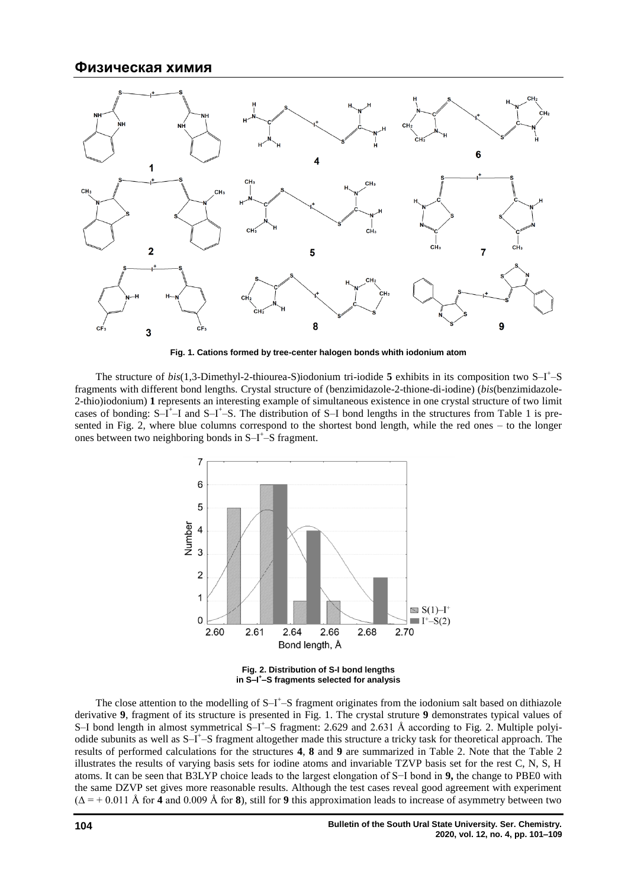Fig. 1. Cations formed by tree-center halogen bonds whith iodonium atom

The structure of *bis*(1,3-Dimethyl-2-thiourea-S)iodonium tri-iodide **5** exhibits in its composition two S–I$^+$–S fragments with different bond lengths. Crystal structure of (benzimidazole-2-thione-di-iodine) (*bis*(benzimidazole-2-thio)iodonium) **1** represents an interesting example of simultaneous existence in one crystal structure of two limit cases of bonding: S–I$^+$–I and S–I$^+$–S. The distribution of S–I bond lengths in the structures from Table 1 is presented in Fig. 2, where blue columns correspond to the shortest bond length, while the red ones – to the longer ones between two neighboring bonds in S–I$^+$–S fragment.

Fig. 2. Distribution of S-I bond lengths in S–I$^+$–S fragments selected for analysis

The close attention to the modelling of S–I$^+$–S fragment originates from the iodonium salt based on dithiazole derivative **9**, fragment of its structure is presented in Fig. 1. The crystal struture **9** demonstrates typical values of S–I bond length in almost symmetrical S–I$^+$–S fragment: 2.629 and 2.631 Å according to Fig. 2. Multiple polyiodide subunits as well as S–I$^+$–S fragment altogether made this structure a tricky task for theoretical approach. The results of performed calculations for the structures **4**, **8** and **9** are summarized in Table 2. Note that the Table 2 illustrates the results of varying basis sets for iodine atoms and invariable TZVP basis set for the rest C, N, S, H atoms. It can be seen that B3LYP choice leads to the largest elongation of S−I bond in **9,** the change to PBE0 with the same DZVP set gives more reasonable results. Although the test cases reveal good agreement with experiment ($\Delta = +\ 0.011$ Å for **4** and 0.009 Å for **8**), still for **9** this approximation leads to increase of asymmetry between two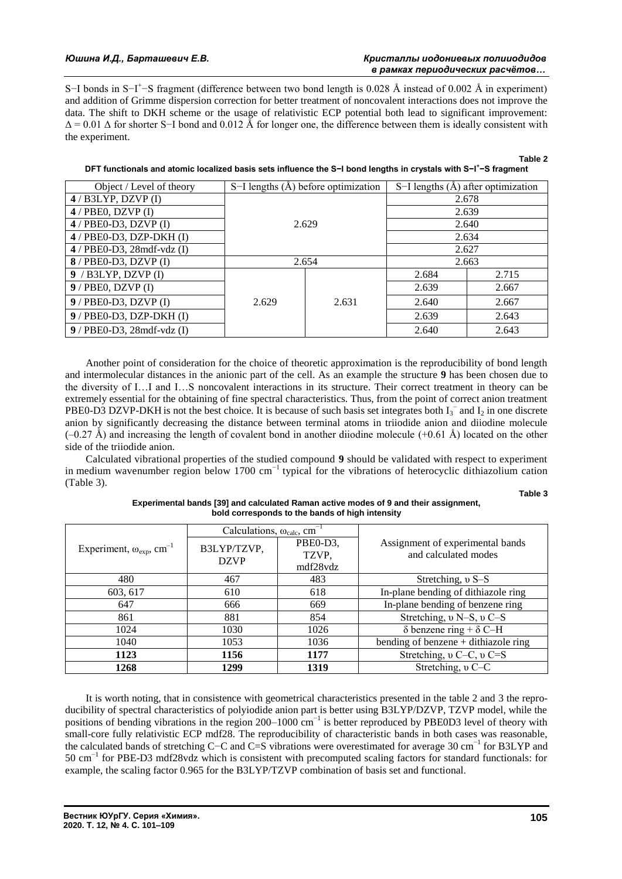S−I bonds in S−I$^+$−S fragment (difference between two bond length is 0.028 Å instead of 0.002 Å in experiment) and addition of Grimme dispersion correction for better treatment of noncovalent interactions does not improve the data. The shift to DKH scheme or the usage of relativistic ECP potential both lead to significant improvement: Δ = 0.01 Δ for shorter S−I bond and 0.012 Å for longer one, the difference between them is ideally consistent with the experiment.

**Table 2**

**DFT functionals and atomic localized basis sets influence the S−I bond lengths in crystals with S−I$^+$−S fragment**

| Object / Level of theory | S−I lengths (Å) before optimization | | S−I lengths (Å) after optimization | |
|---|---|---|---|---|
| **4** / B3LYP, DZVP (I) | 2.629 | | 2.678 | |
| **4** / PBE0, DZVP (I) | | | 2.639 | |
| **4** / PBE0-D3, DZVP (I) | | | 2.640 | |
| **4** / PBE0-D3, DZP-DKH (I) | | | 2.634 | |
| **4** / PBE0-D3, 28mdf-vdz (I) | | | 2.627 | |
| **8** / PBE0-D3, DZVP (I) | 2.654 | | 2.663 | |
| **9** / B3LYP, DZVP (I) | 2.629 | 2.631 | 2.684 | 2.715 |
| **9** / PBE0, DZVP (I) | | | 2.639 | 2.667 |
| **9** / PBE0-D3, DZVP (I) | | | 2.640 | 2.667 |
| **9** / PBE0-D3, DZP-DKH (I) | | | 2.639 | 2.643 |
| **9** / PBE0-D3, 28mdf-vdz (I) | | | 2.640 | 2.643 |

Another point of consideration for the choice of theoretic approximation is the reproducibility of bond length and intermolecular distances in the anionic part of the cell. As an example the structure **9** has been chosen due to the diversity of I…I and I…S noncovalent interactions in its structure. Their correct treatment in theory can be extremely essential for the obtaining of fine spectral characteristics. Thus, from the point of correct anion treatment PBE0-D3 DZVP-DKH is not the best choice. It is because of such basis set integrates both $I_3^-$ and $I_2$ in one discrete anion by significantly decreasing the distance between terminal atoms in triiodide anion and diiodine molecule (–0.27 Å) and increasing the length of covalent bond in another diiodine molecule (+0.61 Å) located on the other side of the triiodide anion.

Calculated vibrational properties of the studied compound **9** should be validated with respect to experiment in medium wavenumber region below 1700 cm$^{-1}$ typical for the vibrations of heterocyclic dithiazolium cation (Table 3).

**Table 3**

**Experimental bands [39] and calculated Raman active modes of 9 and their assignment, bold corresponds to the bands of high intensity**

| Experiment, $\omega_{exp}$, cm$^{-1}$ | Calculations, $\omega_{calc}$, cm$^{-1}$ B3LYP/TZVP, DZVP | Calculations, $\omega_{calc}$, cm$^{-1}$ PBE0-D3, TZVP, mdf28vdz | Assignment of experimental bands and calculated modes |
|---|---|---|---|
| 480 | 467 | 483 | Stretching, υ S–S |
| 603, 617 | 610 | 618 | In-plane bending of dithiazole ring |
| 647 | 666 | 669 | In-plane bending of benzene ring |
| 861 | 881 | 854 | Stretching, υ N–S, υ C–S |
| 1024 | 1030 | 1026 | δ benzene ring + δ C–H |
| 1040 | 1053 | 1036 | bending of benzene + dithiazole ring |
| **1123** | **1156** | **1177** | Stretching, υ C–C, υ C=S |
| **1268** | **1299** | **1319** | Stretching, υ C–C |

It is worth noting, that in consistence with geometrical characteristics presented in the table 2 and 3 the reproducibility of spectral characteristics of polyiodide anion part is better using B3LYP/DZVP, TZVP model, while the positions of bending vibrations in the region 200–1000 cm$^{-1}$ is better reproduced by PBE0D3 level of theory with small-core fully relativistic ECP mdf28. The reproducibility of characteristic bands in both cases was reasonable, the calculated bands of stretching C−C and C=S vibrations were overestimated for average 30 cm$^{-1}$ for B3LYP and 50 cm$^{-1}$ for PBE-D3 mdf28vdz which is consistent with precomputed scaling factors for standard functionals: for example, the scaling factor 0.965 for the B3LYP/TZVP combination of basis set and functional.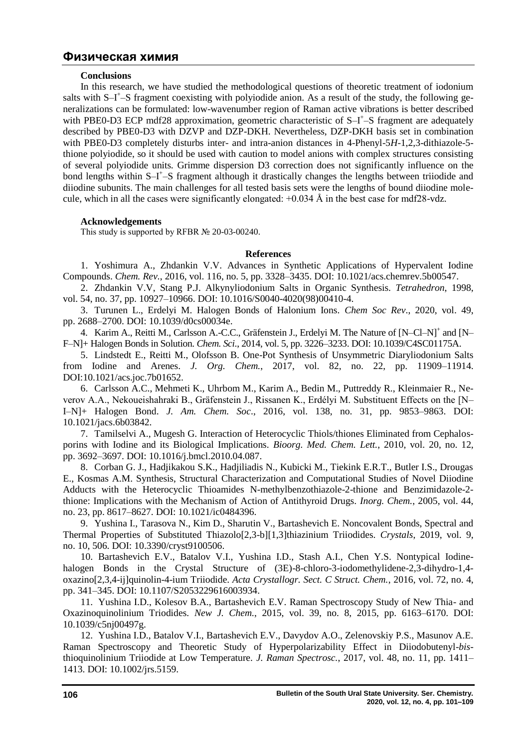## Conclusions

In this research, we have studied the methodological questions of theoretic treatment of iodonium salts with S–I$^+$–S fragment coexisting with polyiodide anion. As a result of the study, the following generalizations can be formulated: low-wavenumber region of Raman active vibrations is better described with PBE0-D3 ECP mdf28 approximation, geometric characteristic of S–I$^+$–S fragment are adequately described by PBE0-D3 with DZVP and DZP-DKH. Nevertheless, DZP-DKH basis set in combination with PBE0-D3 completely disturbs inter- and intra-anion distances in 4-Phenyl-5*H*-1,2,3-dithiazole-5-thione polyiodide, so it should be used with caution to model anions with complex structures consisting of several polyiodide units. Grimme dispersion D3 correction does not significantly influence on the bond lengths within S–I$^+$–S fragment although it drastically changes the lengths between triiodide and diiodine subunits. The main challenges for all tested basis sets were the lengths of bound diiodine molecule, which in all the cases were significantly elongated: +0.034 Å in the best case for mdf28-vdz.

## Acknowledgements

This study is supported by RFBR № 20-03-00240.

## References

1. Yoshimura A., Zhdankin V.V. Advances in Synthetic Applications of Hypervalent Iodine Compounds. *Chem. Rev.*, 2016, vol. 116, no. 5, pp. 3328–3435. DOI: 10.1021/acs.chemrev.5b00547.

2. Zhdankin V.V, Stang P.J. Alkynyliodonium Salts in Organic Synthesis. *Tetrahedron*, 1998, vol. 54, no. 37, pp. 10927–10966. DOI: 10.1016/S0040-4020(98)00410-4.

3. Turunen L., Erdelyi M. Halogen Bonds of Halonium Ions. *Chem Soc Rev.*, 2020, vol. 49, pp. 2688–2700. DOI: 10.1039/d0cs00034e.

4. Karim A., Reitti M., Carlsson A.-C.C., Gräfenstein J., Erdelyi M. The Nature of [N–Cl–N]$^+$ and [N–F–N]+ Halogen Bonds in Solution. *Chem. Sci.*, 2014, vol. 5, pp. 3226–3233. DOI: 10.1039/C4SC01175A.

5. Lindstedt E., Reitti M., Olofsson B. One-Pot Synthesis of Unsymmetric Diaryliodonium Salts from Iodine and Arenes. *J. Org. Chem.*, 2017, vol. 82, no. 22, pp. 11909–11914. DOI:10.1021/acs.joc.7b01652.

6. Carlsson A.C., Mehmeti K., Uhrbom M., Karim A., Bedin M., Puttreddy R., Kleinmaier R., Neverov A.A., Nekoueishahraki B., Gräfenstein J., Rissanen K., Erdélyi M. Substituent Effects on the [N–I–N]+ Halogen Bond. *J. Am. Chem. Soc*., 2016, vol. 138, no. 31, pp. 9853–9863. DOI: 10.1021/jacs.6b03842.

7. Tamilselvi A., Mugesh G. Interaction of Heterocyclic Thiols/thiones Eliminated from Cephalosporins with Iodine and its Biological Implications. *Bioorg. Med. Chem. Lett.*, 2010, vol. 20, no. 12, pp. 3692–3697. DOI: 10.1016/j.bmcl.2010.04.087.

8. Corban G. J., Hadjikakou S.K., Hadjiliadis N., Kubicki M., Tiekink E.R.T., Butler I.S., Drougas E., Kosmas A.M. Synthesis, Structural Characterization and Computational Studies of Novel Diiodine Adducts with the Heterocyclic Thioamides N-methylbenzothiazole-2-thione and Benzimidazole-2-thione: Implications with the Mechanism of Action of Antithyroid Drugs. *Inorg. Chem.*, 2005, vol. 44, no. 23, pp. 8617–8627. DOI: 10.1021/ic0484396.

9. Yushina I., Tarasova N., Kim D., Sharutin V., Bartashevich E. Noncovalent Bonds, Spectral and Thermal Properties of Substituted Thiazolo[2,3-b][1,3]thiazinium Triiodides. *Crystals*, 2019, vol. 9, no. 10, 506. DOI: 10.3390/cryst9100506.

10. Bartashevich E.V., Batalov V.I., Yushina I.D., Stash A.I., Chen Y.S. Nontypical Iodine-halogen Bonds in the Crystal Structure of (3E)-8-chloro-3-iodomethylidene-2,3-dihydro-1,4-oxazino[2,3,4-ij]quinolin-4-ium Triiodide. *Acta Crystallogr. Sect. C Struct. Chem.*, 2016, vol. 72, no. 4, pp. 341–345. DOI: 10.1107/S2053229616003934.

11. Yushina I.D., Kolesov B.A., Bartashevich E.V. Raman Spectroscopy Study of New Thia- and Oxazinoquinolinium Triodides. *New J. Chem.*, 2015, vol. 39, no. 8, 2015, pp. 6163–6170. DOI: 10.1039/c5nj00497g.

12. Yushina I.D., Batalov V.I., Bartashevich E.V., Davydov A.O., Zelenovskiy P.S., Masunov A.E. Raman Spectroscopy and Theoretic Study of Hyperpolarizability Effect in Diiodobutenyl-*bis*-thioquinolinium Triiodide at Low Temperature. *J. Raman Spectrosc.*, 2017, vol. 48, no. 11, pp. 1411–1413. DOI: 10.1002/jrs.5159.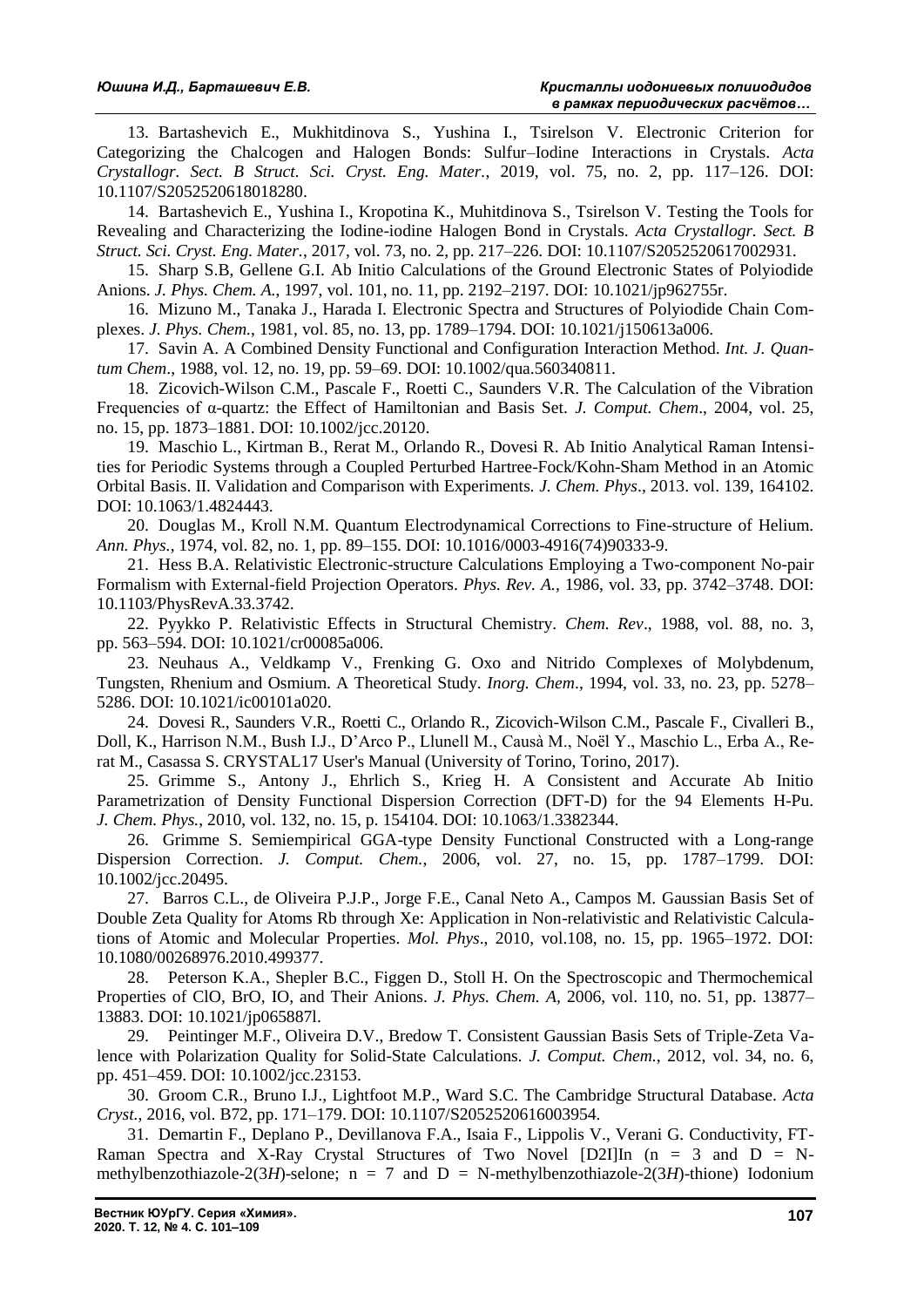13. Bartashevich E., Mukhitdinova S., Yushina I., Tsirelson V. Electronic Criterion for Categorizing the Chalcogen and Halogen Bonds: Sulfur–Iodine Interactions in Crystals. *Acta Crystallogr. Sect. B Struct. Sci. Cryst. Eng. Mater.*, 2019, vol. 75, no. 2, pp. 117–126. DOI: 10.1107/S2052520618018280.

14. Bartashevich E., Yushina I., Kropotina K., Muhitdinova S., Tsirelson V. Testing the Tools for Revealing and Characterizing the Iodine-iodine Halogen Bond in Crystals. *Acta Crystallogr. Sect. B Struct. Sci. Cryst. Eng. Mater.*, 2017, vol. 73, no. 2, pp. 217–226. DOI: 10.1107/S2052520617002931.

15. Sharp S.B, Gellene G.I. Ab Initio Calculations of the Ground Electronic States of Polyiodide Anions. *J. Phys. Chem. A.*, 1997, vol. 101, no. 11, pp. 2192–2197. DOI: 10.1021/jp962755r.

16. Mizuno M., Tanaka J., Harada I. Electronic Spectra and Structures of Polyiodide Chain Complexes. *J. Phys. Chem.*, 1981, vol. 85, no. 13, pp. 1789–1794. DOI: 10.1021/j150613a006.

17. Savin A. A Combined Density Functional and Configuration Interaction Method. *Int. J. Quantum Chem*., 1988, vol. 12, no. 19, pp. 59–69. DOI: 10.1002/qua.560340811.

18. Zicovich-Wilson C.M., Pascale F., Roetti C., Saunders V.R. The Calculation of the Vibration Frequencies of α-quartz: the Effect of Hamiltonian and Basis Set. *J. Comput. Chem*., 2004, vol. 25, no. 15, pp. 1873–1881. DOI: 10.1002/jcc.20120.

19. Maschio L., Kirtman B., Rerat M., Orlando R., Dovesi R. Ab Initio Analytical Raman Intensities for Periodic Systems through a Coupled Perturbed Hartree-Fock/Kohn-Sham Method in an Atomic Orbital Basis. II. Validation and Comparison with Experiments. *J. Chem. Phys*., 2013. vol. 139, 164102. DOI: 10.1063/1.4824443.

20. Douglas M., Kroll N.M. Quantum Electrodynamical Corrections to Fine-structure of Helium. *Ann. Phys.*, 1974, vol. 82, no. 1, pp. 89–155. DOI: 10.1016/0003-4916(74)90333-9.

21. Hess B.A. Relativistic Electronic-structure Calculations Employing a Two-component No-pair Formalism with External-field Projection Operators. *Phys. Rev. A.*, 1986, vol. 33, pp. 3742–3748. DOI: 10.1103/PhysRevA.33.3742.

22. Pyykko P. Relativistic Effects in Structural Chemistry. *Chem. Rev*., 1988, vol. 88, no. 3, pp. 563–594. DOI: 10.1021/cr00085a006.

23. Neuhaus A., Veldkamp V., Frenking G. Oxo and Nitrido Complexes of Molybdenum, Tungsten, Rhenium and Osmium. A Theoretical Study. *Inorg. Chem*., 1994, vol. 33, no. 23, pp. 5278–5286. DOI: 10.1021/ic00101a020.

24. Dovesi R., Saunders V.R., Roetti C., Orlando R., Zicovich-Wilson C.M., Pascale F., Civalleri B., Doll, K., Harrison N.M., Bush I.J., D'Arco P., Llunell M., Causà M., Noël Y., Maschio L., Erba A., Rerat M., Casassa S. CRYSTAL17 User's Manual (University of Torino, Torino, 2017).

25. Grimme S., Antony J., Ehrlich S., Krieg H. A Consistent and Accurate Ab Initio Parametrization of Density Functional Dispersion Correction (DFT-D) for the 94 Elements H-Pu. *J. Chem. Phys.*, 2010, vol. 132, no. 15, p. 154104. DOI: 10.1063/1.3382344.

26. Grimme S. Semiempirical GGA-type Density Functional Constructed with a Long-range Dispersion Correction. *J. Comput. Chem.*, 2006, vol. 27, no. 15, pp. 1787–1799. DOI: 10.1002/jcc.20495.

27. Barros C.L., de Oliveira P.J.P., Jorge F.E., Canal Neto A., Campos M. Gaussian Basis Set of Double Zeta Quality for Atoms Rb through Xe: Application in Non-relativistic and Relativistic Calculations of Atomic and Molecular Properties. *Mol. Phys*., 2010, vol.108, no. 15, pp. 1965–1972. DOI: 10.1080/00268976.2010.499377.

28. Peterson K.A., Shepler B.C., Figgen D., Stoll H. On the Spectroscopic and Thermochemical Properties of ClO, BrO, IO, and Their Anions. *J. Phys. Chem. A*, 2006, vol. 110, no. 51, pp. 13877–13883. DOI: 10.1021/jp065887l.

29. Peintinger M.F., Oliveira D.V., Bredow T. Consistent Gaussian Basis Sets of Triple-Zeta Valence with Polarization Quality for Solid-State Calculations. *J. Comput. Chem.*, 2012, vol. 34, no. 6, pp. 451–459. DOI: 10.1002/jcc.23153.

30. Groom C.R., Bruno I.J., Lightfoot M.P., Ward S.C. The Cambridge Structural Database. *Acta Cryst.*, 2016, vol. B72, pp. 171–179. DOI: 10.1107/S2052520616003954.

31. Demartin F., Deplano P., Devillanova F.A., Isaia F., Lippolis V., Verani G. Conductivity, FT-Raman Spectra and X-Ray Crystal Structures of Two Novel [D2I]In (n = 3 and D = N-methylbenzothiazole-2(3*H*)-selone; n = 7 and D = N-methylbenzothiazole-2(3*H*)-thione) Iodonium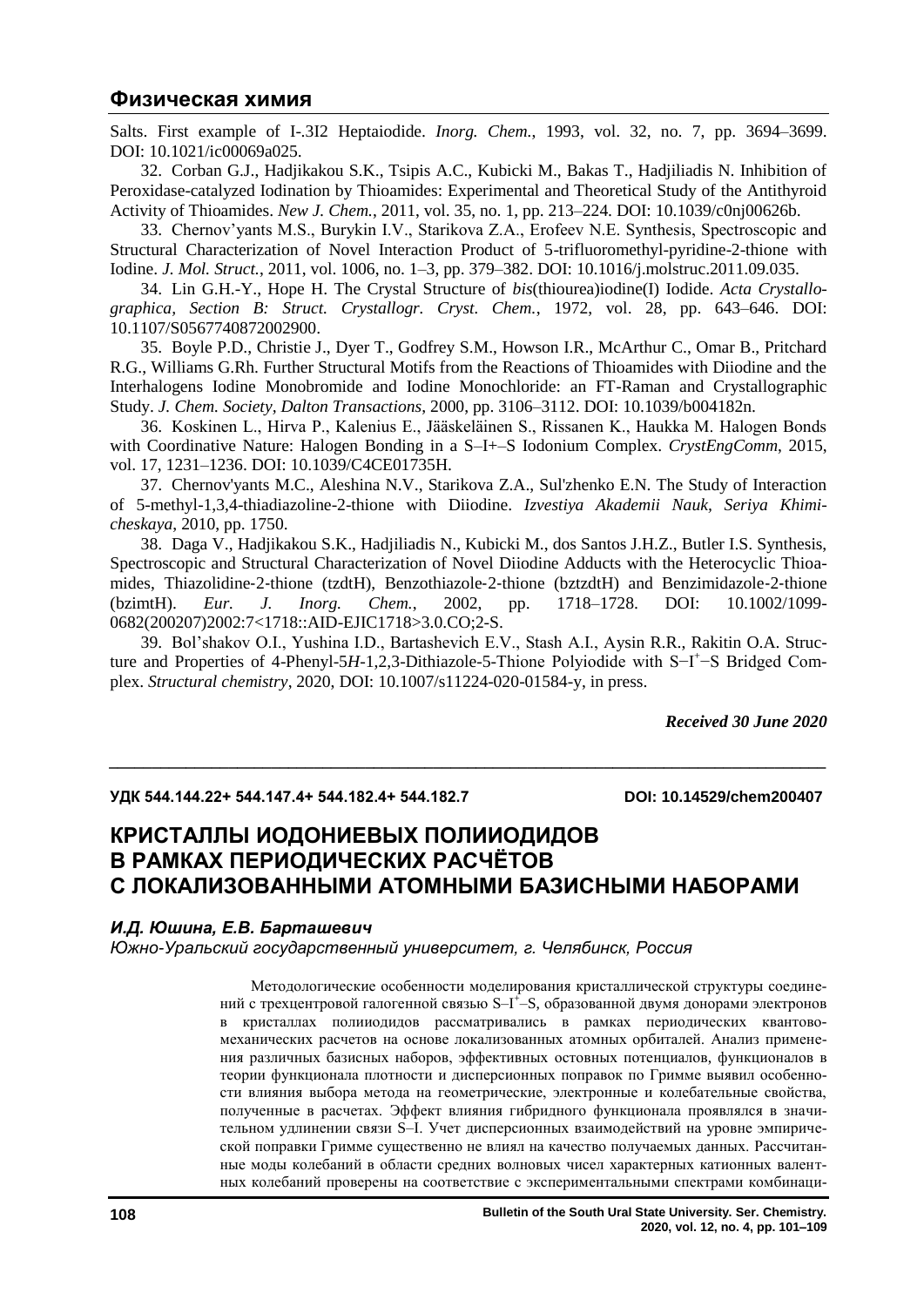Salts. First example of I-.3I2 Heptaiodide. *Inorg. Chem.*, 1993, vol. 32, no. 7, pp. 3694–3699. DOI: 10.1021/ic00069a025.

32. Corban G.J., Hadjikakou S.K., Tsipis A.C., Kubicki M., Bakas T., Hadjiliadis N. Inhibition of Peroxidase-catalyzed Iodination by Thioamides: Experimental and Theoretical Study of the Antithyroid Activity of Thioamides. *New J. Chem.*, 2011, vol. 35, no. 1, pp. 213–224. DOI: 10.1039/c0nj00626b.

33. Chernov'yants M.S., Burykin I.V., Starikova Z.A., Erofeev N.E. Synthesis, Spectroscopic and Structural Characterization of Novel Interaction Product of 5-trifluoromethyl-pyridine-2-thione with Iodine. *J. Mol. Struct.*, 2011, vol. 1006, no. 1–3, pp. 379–382. DOI: 10.1016/j.molstruc.2011.09.035.

34. Lin G.H.-Y., Hope H. The Crystal Structure of *bis*(thiourea)iodine(I) Iodide. *Acta Crystallographica, Section B: Struct. Crystallogr. Cryst. Chem.*, 1972, vol. 28, pp. 643–646. DOI: 10.1107/S0567740872002900.

35. Boyle P.D., Christie J., Dyer T., Godfrey S.M., Howson I.R., McArthur C., Omar B., Pritchard R.G., Williams G.Rh. Further Structural Motifs from the Reactions of Thioamides with Diiodine and the Interhalogens Iodine Monobromide and Iodine Monochloride: an FT-Raman and Crystallographic Study. *J. Chem. Society, Dalton Transactions*, 2000, pp. 3106–3112. DOI: 10.1039/b004182n.

36. Koskinen L., Hirva P., Kalenius E., Jääskeläinen S., Rissanen K., Haukka M. Halogen Bonds with Coordinative Nature: Halogen Bonding in a S–I+–S Iodonium Complex. *CrystEngComm*, 2015, vol. 17, 1231–1236. DOI: 10.1039/C4CE01735H.

37. Chernov'yants M.C., Aleshina N.V., Starikova Z.A., Sul'zhenko E.N. The Study of Interaction of 5-methyl-1,3,4-thiadiazoline-2-thione with Diiodine. *Izvestiya Akademii Nauk, Seriya Khimicheskaya*, 2010, pp. 1750.

38. Daga V., Hadjikakou S.K., Hadjiliadis N., Kubicki M., dos Santos J.H.Z., Butler I.S. Synthesis, Spectroscopic and Structural Characterization of Novel Diiodine Adducts with the Heterocyclic Thioamides, Thiazolidine-2-thione (tzdtH), Benzothiazole-2-thione (bztzdtH) and Benzimidazole-2-thione (bzimtH). *Eur. J. Inorg. Chem.*, 2002, pp. 1718–1728. DOI: 10.1002/1099-0682(200207)2002:7<1718::AID-EJIC1718>3.0.CO;2-S.

39. Bol'shakov O.I., Yushina I.D., Bartashevich E.V., Stash A.I., Aysin R.R., Rakitin O.A. Structure and Properties of 4-Phenyl-5*H*-1,2,3-Dithiazole-5-Thione Polyiodide with S−I$^+$−S Bridged Complex. *Structural chemistry*, 2020, DOI: 10.1007/s11224-020-01584-y, in press.

***Received 30 June 2020***

---

**УДК 544.144.22+ 544.147.4+ 544.182.4+ 544.182.7** **DOI: 10.14529/chem200407**

# КРИСТАЛЛЫ ИОДОНИЕВЫХ ПОЛИИОДИДОВ В РАМКАХ ПЕРИОДИЧЕСКИХ РАСЧЁТОВ С ЛОКАЛИЗОВАННЫМИ АТОМНЫМИ БАЗИСНЫМИ НАБОРАМИ

***И.Д. Юшина, Е.В. Барташевич***

*Южно-Уральский государственный университет, г. Челябинск, Россия*

Методологические особенности моделирования кристаллической структуры соединений с трехцентровой галогенной связью S–I$^+$–S, образованной двумя донорами электронов в кристаллах полииодидов рассматривались в рамках периодических квантово-механических расчетов на основе локализованных атомных орбиталей. Анализ применения различных базисных наборов, эффективных остовных потенциалов, функционалов в теории функционала плотности и дисперсионных поправок по Гримме выявил особенности влияния выбора метода на геометрические, электронные и колебательные свойства, полученные в расчетах. Эффект влияния гибридного функционала проявлялся в значительном удлинении связи S–I. Учет дисперсионных взаимодействий на уровне эмпирической поправки Гримме существенно не влиял на качество получаемых данных. Рассчитанные моды колебаний в области средних волновых чисел характерных катионных валентных колебаний проверены на соответствие с экспериментальными спектрами комбинаци-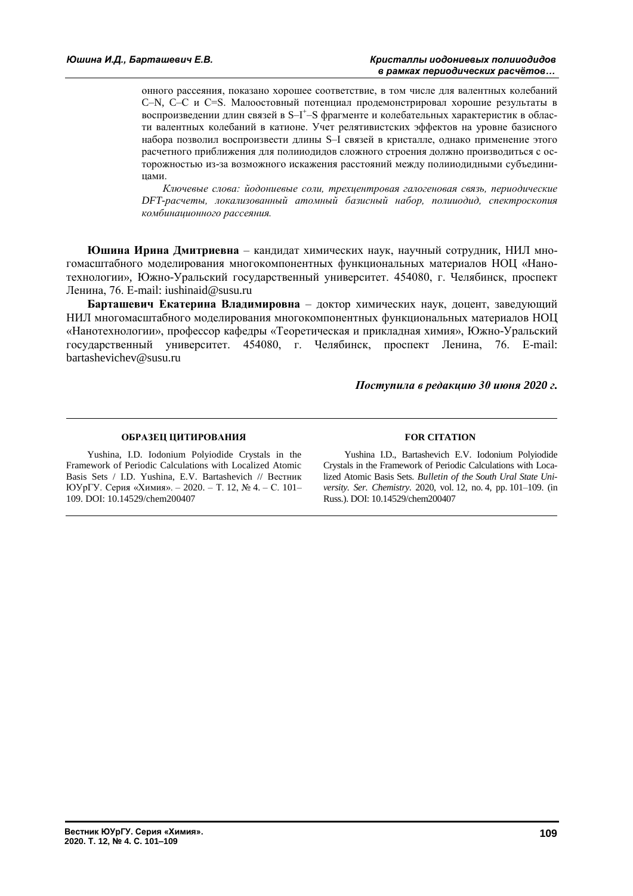онного рассеяния, показано хорошее соответствие, в том числе для валентных колебаний C–N, C–C и C=S. Малоостовный потенциал продемонстрировал хорошие результаты в воспроизведении длин связей в $S–I^{+}–S$ фрагменте и колебательных характеристик в области валентных колебаний в катионе. Учет релятивистских эффектов на уровне базисного набора позволил воспроизвести длины S–I связей в кристалле, однако применение этого расчетного приближения для полииодидов сложного строения должно производиться с осторожностью из-за возможного искажения расстояний между полииодидными субъединицами.

*Ключевые слова: йодониевые соли, трехцентровая галогеновая связь, периодические DFT-расчеты, локализованный атомный базисный набор, полииодид, спектроскопия комбинационного рассеяния.*

**Юшина Ирина Дмитриевна** – кандидат химических наук, научный сотрудник, НИЛ многомасштабного моделирования многокомпонентных функциональных материалов НОЦ «Нанотехнологии», Южно-Уральский государственный университет. 454080, г. Челябинск, проспект Ленина, 76. E-mail: iushinaid@susu.ru

**Барташевич Екатерина Владимировна** – доктор химических наук, доцент, заведующий НИЛ многомасштабного моделирования многокомпонентных функциональных материалов НОЦ «Нанотехнологии», профессор кафедры «Теоретическая и прикладная химия», Южно-Уральский государственный университет. 454080, г. Челябинск, проспект Ленина, 76. E-mail: bartashevichev@susu.ru

***Поступила в редакцию 30 июня 2020 г.***

**ОБРАЗЕЦ ЦИТИРОВАНИЯ**

Yushina, I.D. Iodonium Polyiodide Crystals in the Framework of Periodic Calculations with Localized Atomic Basis Sets / I.D. Yushina, E.V. Bartashevich // Вестник ЮУрГУ. Серия «Химия». – 2020. – Т. 12, № 4. – С. 101–109. DOI: 10.14529/chem200407

**FOR CITATION**

Yushina I.D., Bartashevich E.V. Iodonium Polyiodide Crystals in the Framework of Periodic Calculations with Localized Atomic Basis Sets. *Bulletin of the South Ural State University. Ser. Chemistry.* 2020, vol. 12, no. 4, pp. 101–109. (in Russ.). DOI: 10.14529/chem200407